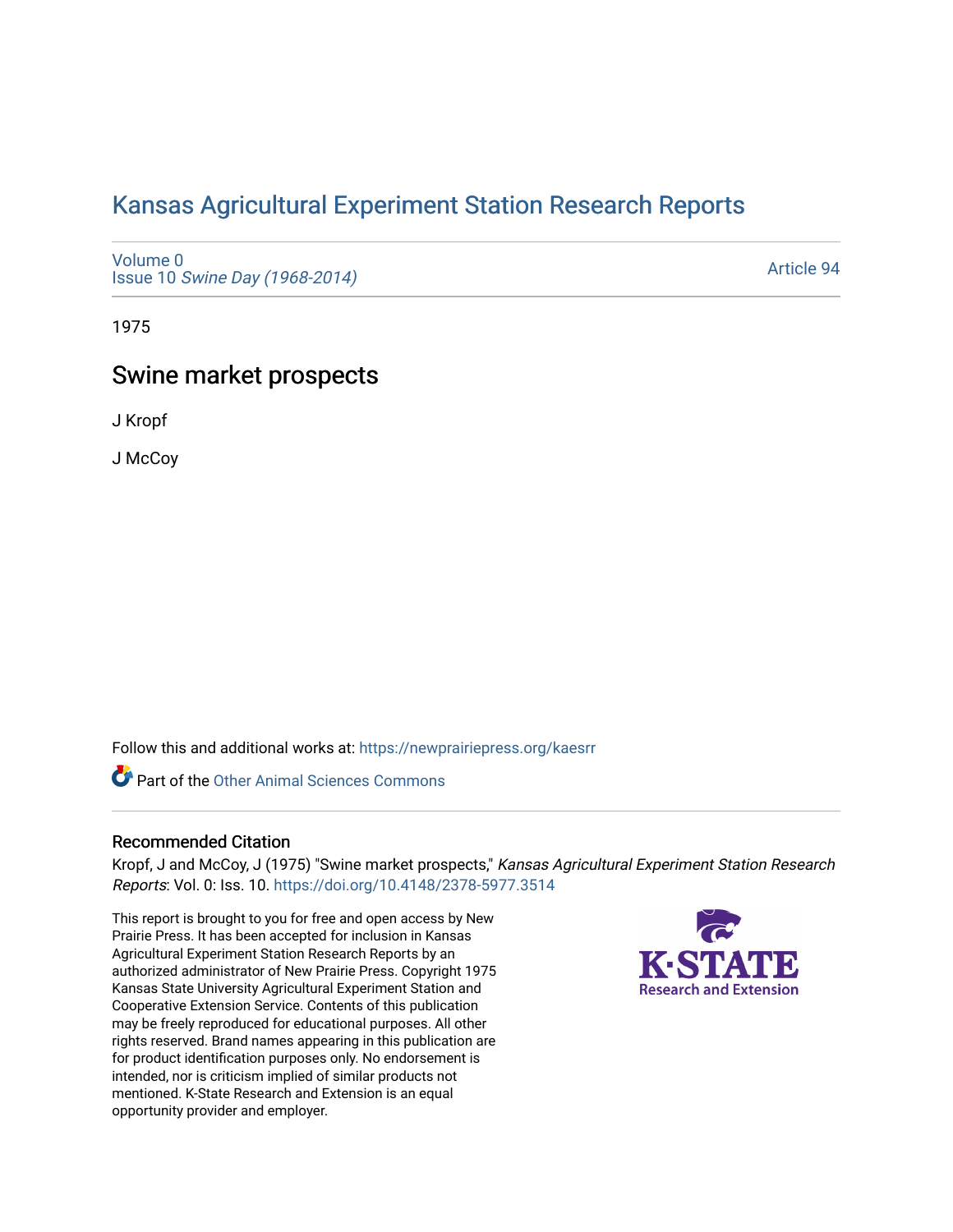# Kansas Agricultural Experiment Station Research Reports

Volume 0
Issue 10 *Swine Day (1968-2014)*

Article 94

1975

## Swine market prospects

J Kropf

J McCoy

Follow this and additional works at: https://newprairiepress.org/kaesrr

Part of the Other Animal Sciences Commons

### Recommended Citation

Kropf, J and McCoy, J (1975) "Swine market prospects," *Kansas Agricultural Experiment Station Research Reports*: Vol. 0: Iss. 10. https://doi.org/10.4148/2378-5977.3514

This report is brought to you for free and open access by New Prairie Press. It has been accepted for inclusion in Kansas Agricultural Experiment Station Research Reports by an authorized administrator of New Prairie Press. Copyright 1975 Kansas State University Agricultural Experiment Station and Cooperative Extension Service. Contents of this publication may be freely reproduced for educational purposes. All other rights reserved. Brand names appearing in this publication are for product identification purposes only. No endorsement is intended, nor is criticism implied of similar products not mentioned. K-State Research and Extension is an equal opportunity provider and employer.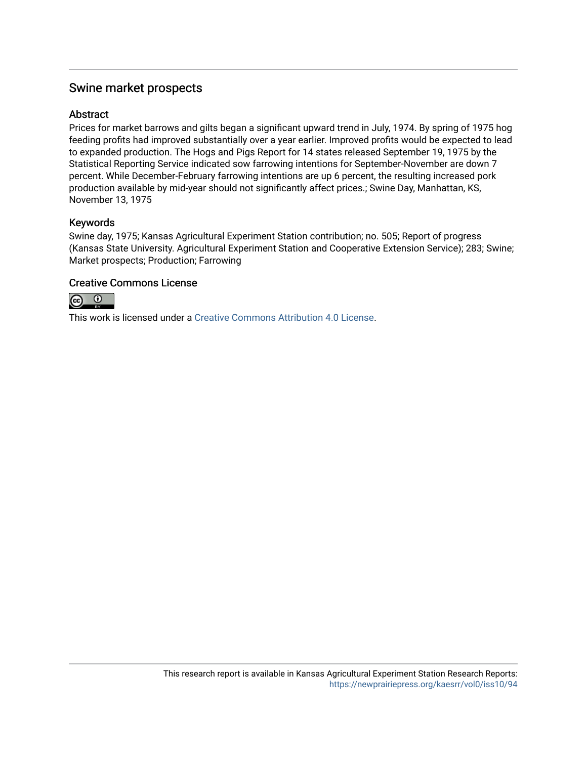# Swine market prospects

## Abstract

Prices for market barrows and gilts began a significant upward trend in July, 1974. By spring of 1975 hog feeding profits had improved substantially over a year earlier. Improved profits would be expected to lead to expanded production. The Hogs and Pigs Report for 14 states released September 19, 1975 by the Statistical Reporting Service indicated sow farrowing intentions for September-November are down 7 percent. While December-February farrowing intentions are up 6 percent, the resulting increased pork production available by mid-year should not significantly affect prices.; Swine Day, Manhattan, KS, November 13, 1975

## Keywords

Swine day, 1975; Kansas Agricultural Experiment Station contribution; no. 505; Report of progress (Kansas State University. Agricultural Experiment Station and Cooperative Extension Service); 283; Swine; Market prospects; Production; Farrowing

## Creative Commons License

This work is licensed under a Creative Commons Attribution 4.0 License.

This research report is available in Kansas Agricultural Experiment Station Research Reports: https://newprairiepress.org/kaesrr/vol0/iss10/94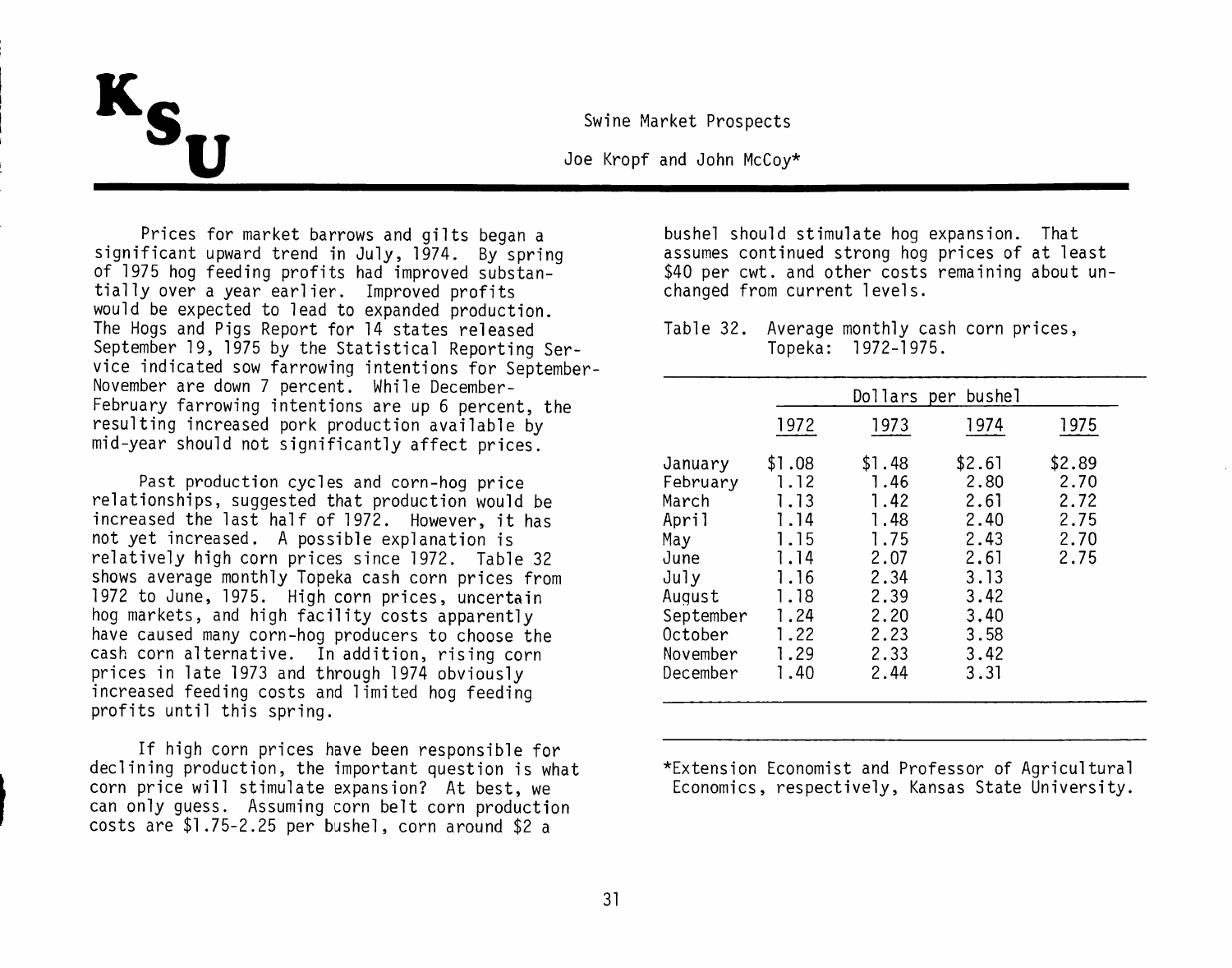# Swine Market Prospects

Joe Kropf and John McCoy*

Prices for market barrows and gilts began a significant upward trend in July, 1974. By spring of 1975 hog feeding profits had improved substantially over a year earlier. Improved profits would be expected to lead to expanded production. The Hogs and Pigs Report for 14 states released September 19, 1975 by the Statistical Reporting Service indicated sow farrowing intentions for September-November are down 7 percent. While December-February farrowing intentions are up 6 percent, the resulting increased pork production available by mid-year should not significantly affect prices.

Past production cycles and corn-hog price relationships, suggested that production would be increased the last half of 1972. However, it has not yet increased. A possible explanation is relatively high corn prices since 1972. Table 32 shows average monthly Topeka cash corn prices from 1972 to June, 1975. High corn prices, uncertain hog markets, and high facility costs apparently have caused many corn-hog producers to choose the cash corn alternative. In addition, rising corn prices in late 1973 and through 1974 obviously increased feeding costs and limited hog feeding profits until this spring.

If high corn prices have been responsible for declining production, the important question is what corn price will stimulate expansion? At best, we can only guess. Assuming corn belt corn production costs are $1.75-2.25 per bushel, corn around $2 a bushel should stimulate hog expansion. That assumes continued strong hog prices of at least $40 per cwt. and other costs remaining about unchanged from current levels.

Table 32. Average monthly cash corn prices, Topeka: 1972-1975.

| | Dollars per bushel | | | |
|---|---|---|---|---|
| | 1972 | 1973 | 1974 | 1975 |
| January | $1.08 | $1.48 | $2.61 | $2.89 |
| February | 1.12 | 1.46 | 2.80 | 2.70 |
| March | 1.13 | 1.42 | 2.61 | 2.72 |
| April | 1.14 | 1.48 | 2.40 | 2.75 |
| May | 1.15 | 1.75 | 2.43 | 2.70 |
| June | 1.14 | 2.07 | 2.61 | 2.75 |
| July | 1.16 | 2.34 | 3.13 | |
| August | 1.18 | 2.39 | 3.42 | |
| September | 1.24 | 2.20 | 3.40 | |
| October | 1.22 | 2.23 | 3.58 | |
| November | 1.29 | 2.33 | 3.42 | |
| December | 1.40 | 2.44 | 3.31 | |

*Extension Economist and Professor of Agricultural Economics, respectively, Kansas State University.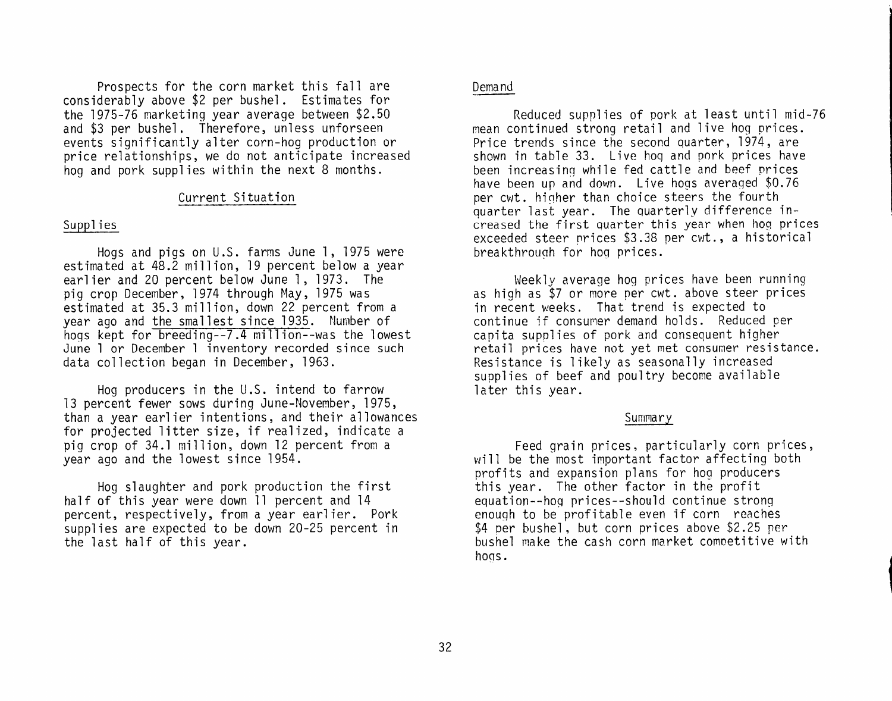Prospects for the corn market this fall are considerably above $2 per bushel. Estimates for the 1975-76 marketing year average between $2.50 and $3 per bushel. Therefore, unless unforseen events significantly alter corn-hog production or price relationships, we do not anticipate increased hog and pork supplies within the next 8 months.

## Current Situation

### Supplies

Hogs and pigs on U.S. farms June 1, 1975 were estimated at 48.2 million, 19 percent below a year earlier and 20 percent below June 1, 1973. The pig crop December, 1974 through May, 1975 was estimated at 35.3 million, down 22 percent from a year ago and the smallest since 1935. Number of hogs kept for breeding--7.4 million--was the lowest June 1 or December 1 inventory recorded since such data collection began in December, 1963.

Hog producers in the U.S. intend to farrow 13 percent fewer sows during June-November, 1975, than a year earlier intentions, and their allowances for projected litter size, if realized, indicate a pig crop of 34.1 million, down 12 percent from a year ago and the lowest since 1954.

Hog slaughter and pork production the first half of this year were down 11 percent and 14 percent, respectively, from a year earlier. Pork supplies are expected to be down 20-25 percent in the last half of this year.

### Demand

Reduced supplies of pork at least until mid-76 mean continued strong retail and live hog prices. Price trends since the second quarter, 1974, are shown in table 33. Live hog and pork prices have been increasing while fed cattle and beef prices have been up and down. Live hogs averaged $0.76 per cwt. higher than choice steers the fourth quarter last year. The quarterly difference increased the first quarter this year when hog prices exceeded steer prices $3.38 per cwt., a historical breakthrough for hog prices.

Weekly average hog prices have been running as high as $7 or more per cwt. above steer prices in recent weeks. That trend is expected to continue if consumer demand holds. Reduced per capita supplies of pork and consequent higher retail prices have not yet met consumer resistance. Resistance is likely as seasonally increased supplies of beef and poultry become available later this year.

## Summary

Feed grain prices, particularly corn prices, will be the most important factor affecting both profits and expansion plans for hog producers this year. The other factor in the profit equation--hog prices--should continue strong enough to be profitable even if corn reaches $4 per bushel, but corn prices above $2.25 per bushel make the cash corn market competitive with hogs.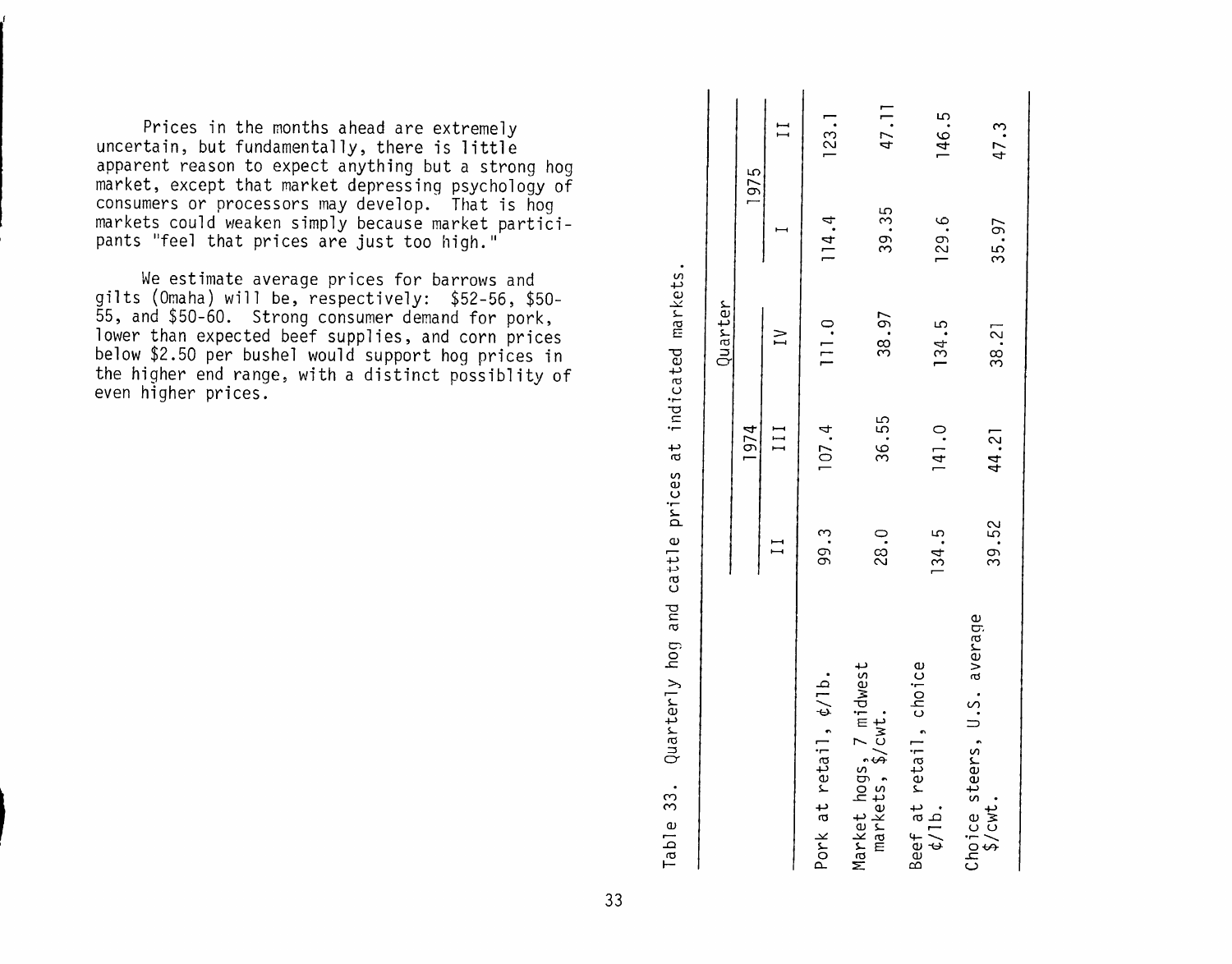Prices in the months ahead are extremely uncertain, but fundamentally, there is little apparent reason to expect anything but a strong hog market, except that market depressing psychology of consumers or processors may develop. That is hog markets could weaken simply because market participants "feel that prices are just too high."

We estimate average prices for barrows and gilts (Omaha) will be, respectively: $52-56, $50-55, and $50-60. Strong consumer demand for pork, lower than expected beef supplies, and corn prices below $2.50 per bushel would support hog prices in the higher end range, with a distinct possiblity of even higher prices.

Table 33. Quarterly hog and cattle prices at indicated markets.

| | Quarter | | | | |
|---|---|---|---|---|---|
| | 1974 | | | 1975 | |
| | II | III | IV | I | II |
| Pork at retail, ¢/lb. | 99.3 | 107.4 | 111.0 | 114.4 | 123.1 |
| Market hogs, 7 midwest markets, $/cwt. | 28.0 | 36.55 | 38.97 | 39.35 | 47.11 |
| Beef at retail, choice ¢/lb. | 134.5 | 141.0 | 134.5 | 129.6 | 146.5 |
| Choice steers, U.S. average $/cwt. | 39.52 | 44.21 | 38.21 | 35.97 | 47.3 |